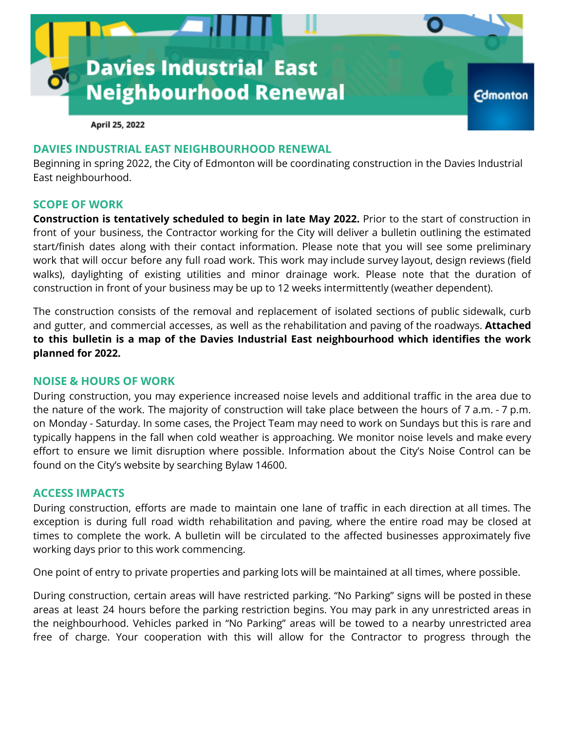# Davies Industrial East Neighbourhood Renewal

Edmonton

April 25, 2022

## DAVIES INDUSTRIAL EAST NEIGHBOURHOOD RENEWAL

Beginning in spring 2022, the City of Edmonton will be coordinating construction in the Davies Industrial East neighbourhood.

## SCOPE OF WORK

**Construction is tentatively scheduled to begin in late May 2022.** Prior to the start of construction in front of your business, the Contractor working for the City will deliver a bulletin outlining the estimated start/finish dates along with their contact information. Please note that you will see some preliminary work that will occur before any full road work. This work may include survey layout, design reviews (field walks), daylighting of existing utilities and minor drainage work. Please note that the duration of construction in front of your business may be up to 12 weeks intermittently (weather dependent).

The construction consists of the removal and replacement of isolated sections of public sidewalk, curb and gutter, and commercial accesses, as well as the rehabilitation and paving of the roadways. **Attached to this bulletin is a map of the Davies Industrial East neighbourhood which identifies the work planned for 2022.**

## NOISE & HOURS OF WORK

During construction, you may experience increased noise levels and additional traffic in the area due to the nature of the work. The majority of construction will take place between the hours of 7 a.m. - 7 p.m. on Monday - Saturday. In some cases, the Project Team may need to work on Sundays but this is rare and typically happens in the fall when cold weather is approaching. We monitor noise levels and make every effort to ensure we limit disruption where possible. Information about the City's Noise Control can be found on the City's website by searching Bylaw 14600.

## ACCESS IMPACTS

During construction, efforts are made to maintain one lane of traffic in each direction at all times. The exception is during full road width rehabilitation and paving, where the entire road may be closed at times to complete the work. A bulletin will be circulated to the affected businesses approximately five working days prior to this work commencing.

One point of entry to private properties and parking lots will be maintained at all times, where possible.

During construction, certain areas will have restricted parking. "No Parking" signs will be posted in these areas at least 24 hours before the parking restriction begins. You may park in any unrestricted areas in the neighbourhood. Vehicles parked in "No Parking" areas will be towed to a nearby unrestricted area free of charge. Your cooperation with this will allow for the Contractor to progress through the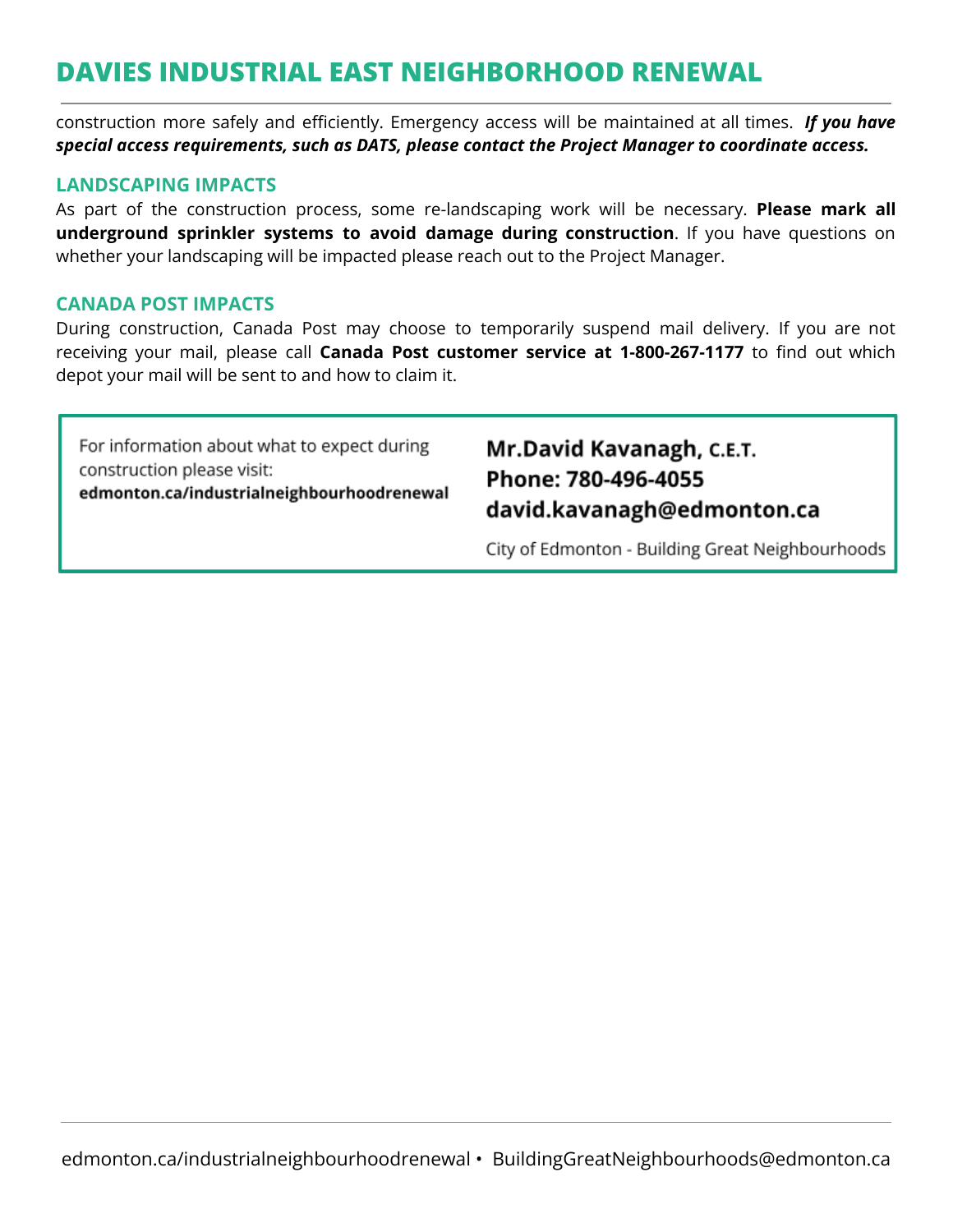construction more safely and efficiently. Emergency access will be maintained at all times. ***If you have special access requirements, such as DATS, please contact the Project Manager to coordinate access.***

## LANDSCAPING IMPACTS

As part of the construction process, some re-landscaping work will be necessary. **Please mark all underground sprinkler systems to avoid damage during construction**. If you have questions on whether your landscaping will be impacted please reach out to the Project Manager.

## CANADA POST IMPACTS

During construction, Canada Post may choose to temporarily suspend mail delivery. If you are not receiving your mail, please call **Canada Post customer service at 1-800-267-1177** to find out which depot your mail will be sent to and how to claim it.

For information about what to expect during construction please visit:
**edmonton.ca/industrialneighbourhoodrenewal**

**Mr.David Kavanagh, C.E.T.**
**Phone: 780-496-4055**
**david.kavanagh@edmonton.ca**

City of Edmonton - Building Great Neighbourhoods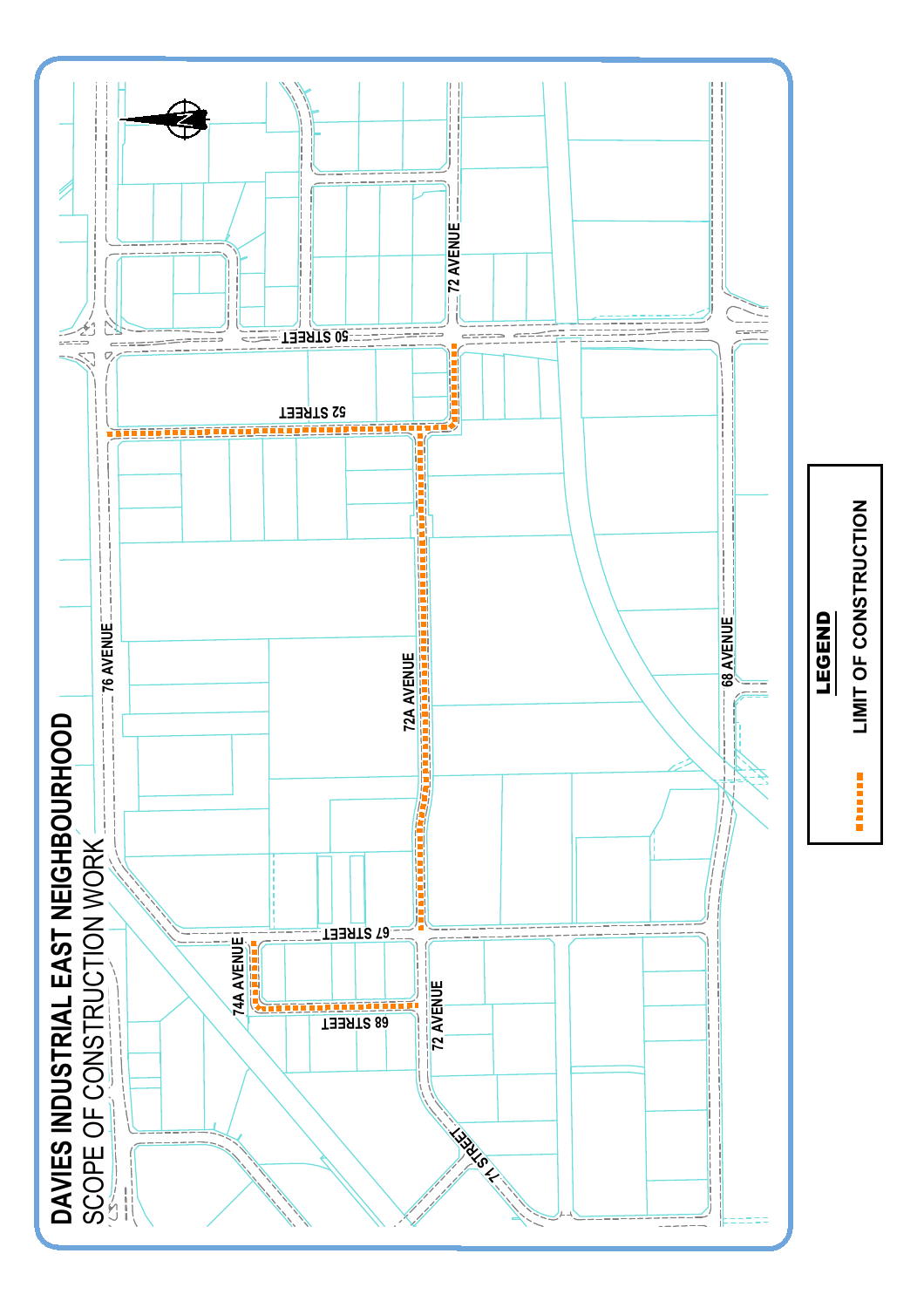# DAVIES INDUSTRIAL EAST NEIGHBOURHOOD

SCOPE OF CONSTRUCTION WORK

76 AVENUE

72 AVENUE

50 STREET

52 STREET

72A AVENUE

68 AVENUE

67 STREET

74A AVENUE

69 STREET

72 AVENUE

71 STREET

**LEGEND**

LIMIT OF CONSTRUCTION